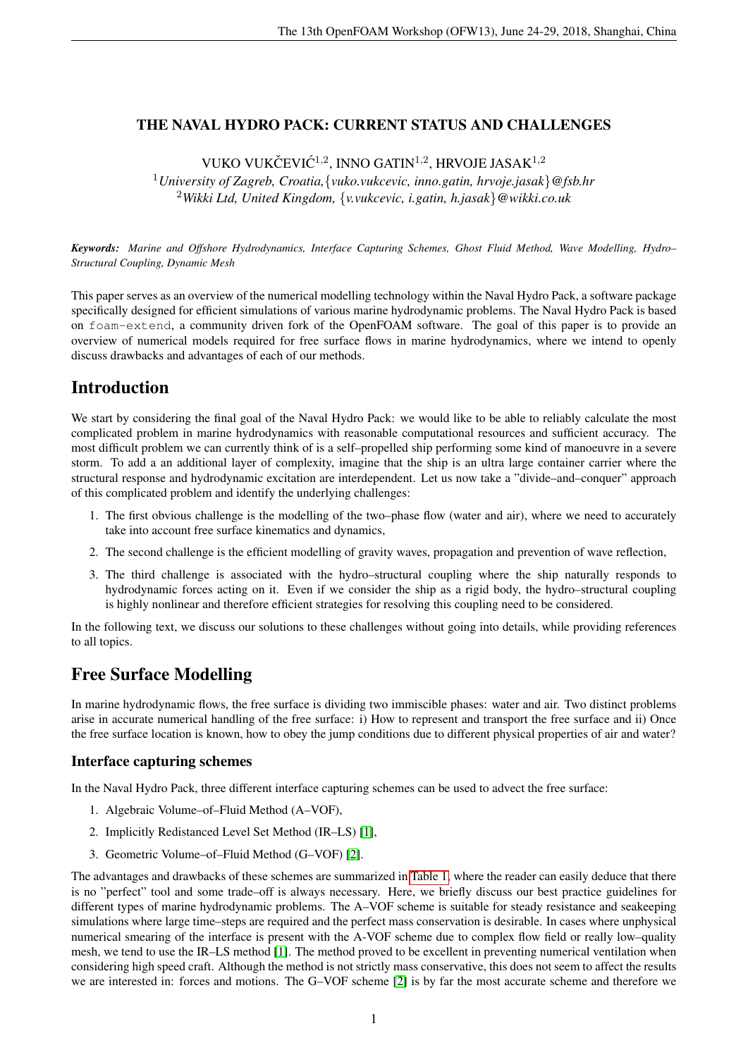# THE NAVAL HYDRO PACK: CURRENT STATUS AND CHALLENGES

VUKO VUKČEVIĆ[1,2], INNO GATIN[1,2], HRVOJE JASAK[1,2]

[1]*University of Zagreb, Croatia,*{*vuko.vukcevic, inno.gatin, hrvoje.jasak*}*@fsb.hr*
[2]*Wikki Ltd, United Kingdom,* {*v.vukcevic, i.gatin, h.jasak*}*@wikki.co.uk*

***Keywords:*** *Marine and Offshore Hydrodynamics, Interface Capturing Schemes, Ghost Fluid Method, Wave Modelling, Hydro–Structural Coupling, Dynamic Mesh*

This paper serves as an overview of the numerical modelling technology within the Naval Hydro Pack, a software package specifically designed for efficient simulations of various marine hydrodynamic problems. The Naval Hydro Pack is based on `foam-extend`, a community driven fork of the OpenFOAM software. The goal of this paper is to provide an overview of numerical models required for free surface flows in marine hydrodynamics, where we intend to openly discuss drawbacks and advantages of each of our methods.

## Introduction

We start by considering the final goal of the Naval Hydro Pack: we would like to be able to reliably calculate the most complicated problem in marine hydrodynamics with reasonable computational resources and sufficient accuracy. The most difficult problem we can currently think of is a self–propelled ship performing some kind of manoeuvre in a severe storm. To add a an additional layer of complexity, imagine that the ship is an ultra large container carrier where the structural response and hydrodynamic excitation are interdependent. Let us now take a "divide–and–conquer" approach of this complicated problem and identify the underlying challenges:

1. The first obvious challenge is the modelling of the two–phase flow (water and air), where we need to accurately take into account free surface kinematics and dynamics,
2. The second challenge is the efficient modelling of gravity waves, propagation and prevention of wave reflection,
3. The third challenge is associated with the hydro–structural coupling where the ship naturally responds to hydrodynamic forces acting on it. Even if we consider the ship as a rigid body, the hydro–structural coupling is highly nonlinear and therefore efficient strategies for resolving this coupling need to be considered.

In the following text, we discuss our solutions to these challenges without going into details, while providing references to all topics.

## Free Surface Modelling

In marine hydrodynamic flows, the free surface is dividing two immiscible phases: water and air. Two distinct problems arise in accurate numerical handling of the free surface: i) How to represent and transport the free surface and ii) Once the free surface location is known, how to obey the jump conditions due to different physical properties of air and water?

### Interface capturing schemes

In the Naval Hydro Pack, three different interface capturing schemes can be used to advect the free surface:

1. Algebraic Volume–of–Fluid Method (A–VOF),
2. Implicitly Redistanced Level Set Method (IR–LS) [1],
3. Geometric Volume–of–Fluid Method (G–VOF) [2].

The advantages and drawbacks of these schemes are summarized in Table 1, where the reader can easily deduce that there is no "perfect" tool and some trade–off is always necessary. Here, we briefly discuss our best practice guidelines for different types of marine hydrodynamic problems. The A–VOF scheme is suitable for steady resistance and seakeeping simulations where large time–steps are required and the perfect mass conservation is desirable. In cases where unphysical numerical smearing of the interface is present with the A-VOF scheme due to complex flow field or really low–quality mesh, we tend to use the IR–LS method [1]. The method proved to be excellent in preventing numerical ventilation when considering high speed craft. Although the method is not strictly mass conservative, this does not seem to affect the results we are interested in: forces and motions. The G–VOF scheme [2] is by far the most accurate scheme and therefore we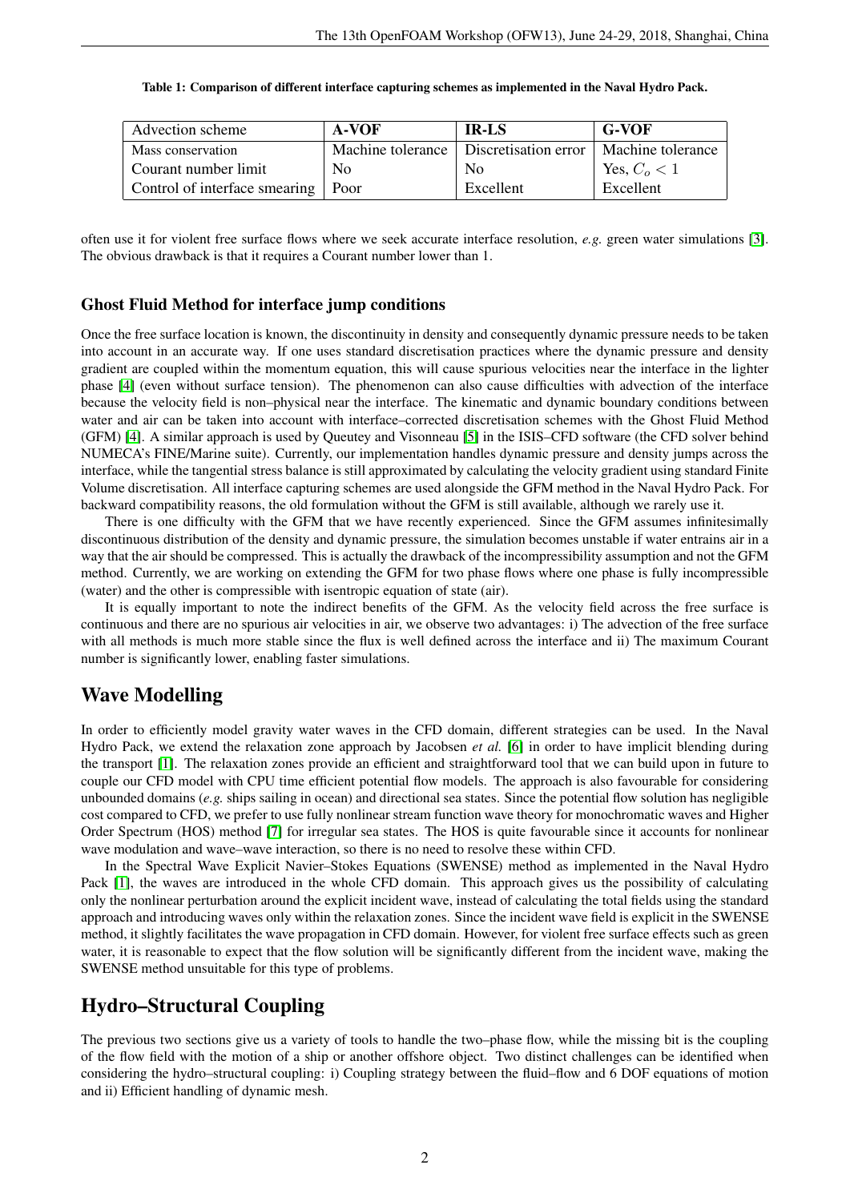**Table 1: Comparison of different interface capturing schemes as implemented in the Naval Hydro Pack.**

| Advection scheme | A-VOF | IR-LS | G-VOF |
| --- | --- | --- | --- |
| Mass conservation | Machine tolerance | Discretisation error | Machine tolerance |
| Courant number limit | No | No | Yes, $C_o < 1$ |
| Control of interface smearing | Poor | Excellent | Excellent |

often use it for violent free surface flows where we seek accurate interface resolution, *e.g.* green water simulations [3]. The obvious drawback is that it requires a Courant number lower than 1.

### Ghost Fluid Method for interface jump conditions

Once the free surface location is known, the discontinuity in density and consequently dynamic pressure needs to be taken into account in an accurate way. If one uses standard discretisation practices where the dynamic pressure and density gradient are coupled within the momentum equation, this will cause spurious velocities near the interface in the lighter phase [4] (even without surface tension). The phenomenon can also cause difficulties with advection of the interface because the velocity field is non–physical near the interface. The kinematic and dynamic boundary conditions between water and air can be taken into account with interface–corrected discretisation schemes with the Ghost Fluid Method (GFM) [4]. A similar approach is used by Queutey and Visonneau [5] in the ISIS–CFD software (the CFD solver behind NUMECA's FINE/Marine suite). Currently, our implementation handles dynamic pressure and density jumps across the interface, while the tangential stress balance is still approximated by calculating the velocity gradient using standard Finite Volume discretisation. All interface capturing schemes are used alongside the GFM method in the Naval Hydro Pack. For backward compatibility reasons, the old formulation without the GFM is still available, although we rarely use it.

There is one difficulty with the GFM that we have recently experienced. Since the GFM assumes infinitesimally discontinuous distribution of the density and dynamic pressure, the simulation becomes unstable if water entrains air in a way that the air should be compressed. This is actually the drawback of the incompressibility assumption and not the GFM method. Currently, we are working on extending the GFM for two phase flows where one phase is fully incompressible (water) and the other is compressible with isentropic equation of state (air).

It is equally important to note the indirect benefits of the GFM. As the velocity field across the free surface is continuous and there are no spurious air velocities in air, we observe two advantages: i) The advection of the free surface with all methods is much more stable since the flux is well defined across the interface and ii) The maximum Courant number is significantly lower, enabling faster simulations.

## Wave Modelling

In order to efficiently model gravity water waves in the CFD domain, different strategies can be used. In the Naval Hydro Pack, we extend the relaxation zone approach by Jacobsen *et al.* [6] in order to have implicit blending during the transport [1]. The relaxation zones provide an efficient and straightforward tool that we can build upon in future to couple our CFD model with CPU time efficient potential flow models. The approach is also favourable for considering unbounded domains (*e.g.* ships sailing in ocean) and directional sea states. Since the potential flow solution has negligible cost compared to CFD, we prefer to use fully nonlinear stream function wave theory for monochromatic waves and Higher Order Spectrum (HOS) method [7] for irregular sea states. The HOS is quite favourable since it accounts for nonlinear wave modulation and wave–wave interaction, so there is no need to resolve these within CFD.

In the Spectral Wave Explicit Navier–Stokes Equations (SWENSE) method as implemented in the Naval Hydro Pack [1], the waves are introduced in the whole CFD domain. This approach gives us the possibility of calculating only the nonlinear perturbation around the explicit incident wave, instead of calculating the total fields using the standard approach and introducing waves only within the relaxation zones. Since the incident wave field is explicit in the SWENSE method, it slightly facilitates the wave propagation in CFD domain. However, for violent free surface effects such as green water, it is reasonable to expect that the flow solution will be significantly different from the incident wave, making the SWENSE method unsuitable for this type of problems.

## Hydro–Structural Coupling

The previous two sections give us a variety of tools to handle the two–phase flow, while the missing bit is the coupling of the flow field with the motion of a ship or another offshore object. Two distinct challenges can be identified when considering the hydro–structural coupling: i) Coupling strategy between the fluid–flow and 6 DOF equations of motion and ii) Efficient handling of dynamic mesh.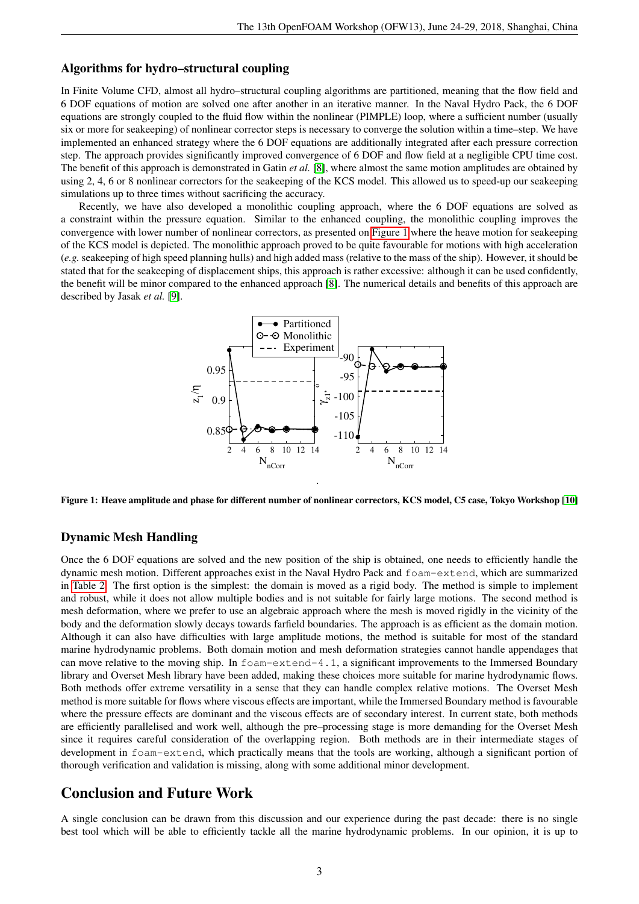### Algorithms for hydro–structural coupling

In Finite Volume CFD, almost all hydro–structural coupling algorithms are partitioned, meaning that the flow field and 6 DOF equations of motion are solved one after another in an iterative manner. In the Naval Hydro Pack, the 6 DOF equations are strongly coupled to the fluid flow within the nonlinear (PIMPLE) loop, where a sufficient number (usually six or more for seakeeping) of nonlinear corrector steps is necessary to converge the solution within a time–step. We have implemented an enhanced strategy where the 6 DOF equations are additionally integrated after each pressure correction step. The approach provides significantly improved convergence of 6 DOF and flow field at a negligible CPU time cost. The benefit of this approach is demonstrated in Gatin *et al.* [8], where almost the same motion amplitudes are obtained by using 2, 4, 6 or 8 nonlinear correctors for the seakeeping of the KCS model. This allowed us to speed-up our seakeeping simulations up to three times without sacrificing the accuracy.

Recently, we have also developed a monolithic coupling approach, where the 6 DOF equations are solved as a constraint within the pressure equation. Similar to the enhanced coupling, the monolithic coupling improves the convergence with lower number of nonlinear correctors, as presented on Figure 1 where the heave motion for seakeeping of the KCS model is depicted. The monolithic approach proved to be quite favourable for motions with high acceleration (*e.g.* seakeeping of high speed planning hulls) and high added mass (relative to the mass of the ship). However, it should be stated that for the seakeeping of displacement ships, this approach is rather excessive: although it can be used confidently, the benefit will be minor compared to the enhanced approach [8]. The numerical details and benefits of this approach are described by Jasak *et al.* [9].

**Figure 1: Heave amplitude and phase for different number of nonlinear correctors, KCS model, C5 case, Tokyo Workshop [10]**

### Dynamic Mesh Handling

Once the 6 DOF equations are solved and the new position of the ship is obtained, one needs to efficiently handle the dynamic mesh motion. Different approaches exist in the Naval Hydro Pack and foam-extend, which are summarized in Table 2. The first option is the simplest: the domain is moved as a rigid body. The method is simple to implement and robust, while it does not allow multiple bodies and is not suitable for fairly large motions. The second method is mesh deformation, where we prefer to use an algebraic approach where the mesh is moved rigidly in the vicinity of the body and the deformation slowly decays towards farfield boundaries. The approach is as efficient as the domain motion. Although it can also have difficulties with large amplitude motions, the method is suitable for most of the standard marine hydrodynamic problems. Both domain motion and mesh deformation strategies cannot handle appendages that can move relative to the moving ship. In foam-extend-4.1, a significant improvements to the Immersed Boundary library and Overset Mesh library have been added, making these choices more suitable for marine hydrodynamic flows. Both methods offer extreme versatility in a sense that they can handle complex relative motions. The Overset Mesh method is more suitable for flows where viscous effects are important, while the Immersed Boundary method is favourable where the pressure effects are dominant and the viscous effects are of secondary interest. In current state, both methods are efficiently parallelised and work well, although the pre–processing stage is more demanding for the Overset Mesh since it requires careful consideration of the overlapping region. Both methods are in their intermediate stages of development in foam-extend, which practically means that the tools are working, although a significant portion of thorough verification and validation is missing, along with some additional minor development.

## Conclusion and Future Work

A single conclusion can be drawn from this discussion and our experience during the past decade: there is no single best tool which will be able to efficiently tackle all the marine hydrodynamic problems. In our opinion, it is up to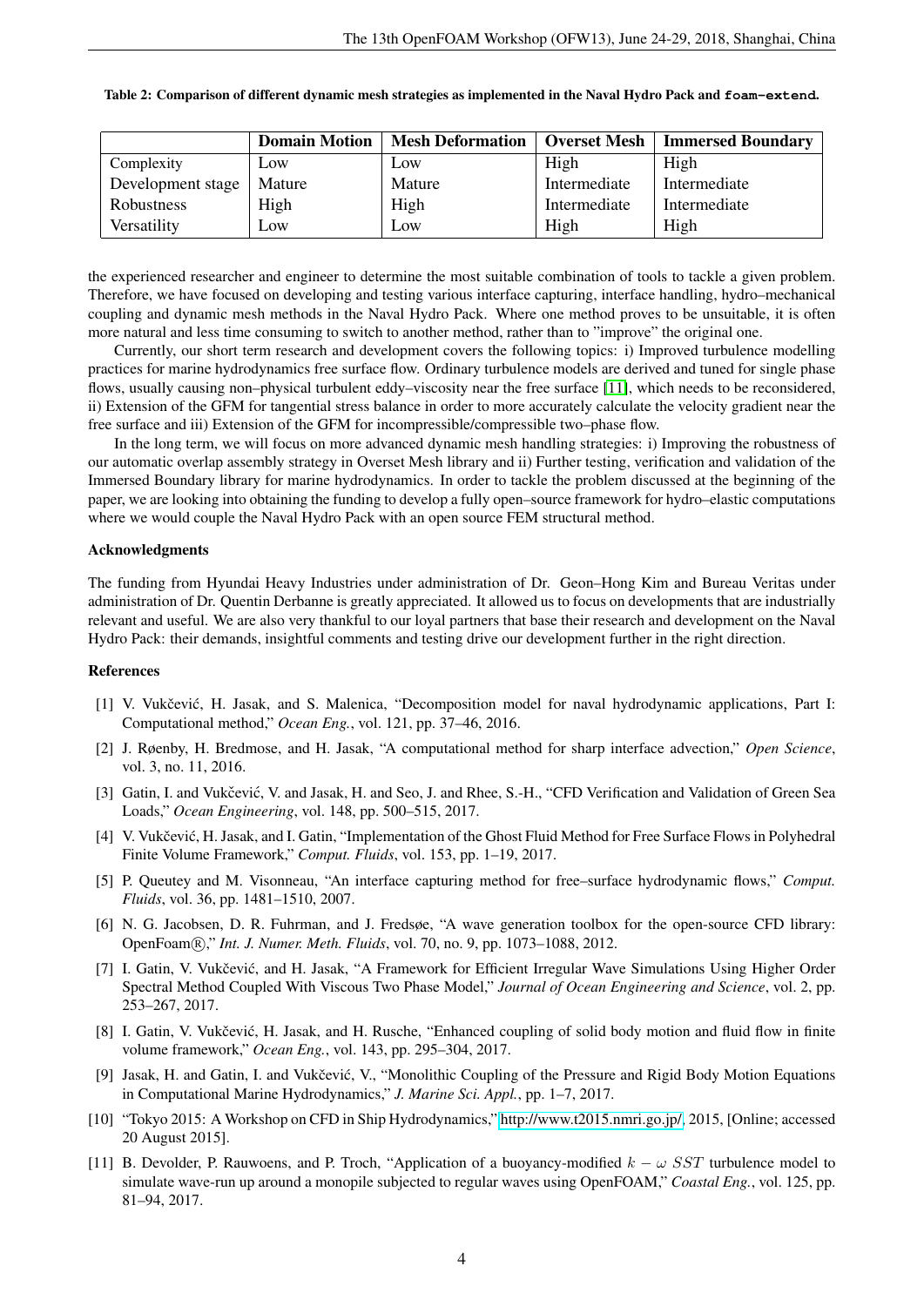Table 2: **Comparison of different dynamic mesh strategies as implemented in the Naval Hydro Pack and `foam-extend`.**

| | Domain Motion | Mesh Deformation | Overset Mesh | Immersed Boundary |
|---|---|---|---|---|
| Complexity | Low | Low | High | High |
| Development stage | Mature | Mature | Intermediate | Intermediate |
| Robustness | High | High | Intermediate | Intermediate |
| Versatility | Low | Low | High | High |

the experienced researcher and engineer to determine the most suitable combination of tools to tackle a given problem. Therefore, we have focused on developing and testing various interface capturing, interface handling, hydro–mechanical coupling and dynamic mesh methods in the Naval Hydro Pack. Where one method proves to be unsuitable, it is often more natural and less time consuming to switch to another method, rather than to "improve" the original one.

Currently, our short term research and development covers the following topics: i) Improved turbulence modelling practices for marine hydrodynamics free surface flow. Ordinary turbulence models are derived and tuned for single phase flows, usually causing non–physical turbulent eddy–viscosity near the free surface [11], which needs to be reconsidered, ii) Extension of the GFM for tangential stress balance in order to more accurately calculate the velocity gradient near the free surface and iii) Extension of the GFM for incompressible/compressible two–phase flow.

In the long term, we will focus on more advanced dynamic mesh handling strategies: i) Improving the robustness of our automatic overlap assembly strategy in Overset Mesh library and ii) Further testing, verification and validation of the Immersed Boundary library for marine hydrodynamics. In order to tackle the problem discussed at the beginning of the paper, we are looking into obtaining the funding to develop a fully open–source framework for hydro–elastic computations where we would couple the Naval Hydro Pack with an open source FEM structural method.

### Acknowledgments

The funding from Hyundai Heavy Industries under administration of Dr. Geon–Hong Kim and Bureau Veritas under administration of Dr. Quentin Derbanne is greatly appreciated. It allowed us to focus on developments that are industrially relevant and useful. We are also very thankful to our loyal partners that base their research and development on the Naval Hydro Pack: their demands, insightful comments and testing drive our development further in the right direction.

### References

[1] V. Vukčević, H. Jasak, and S. Malenica, "Decomposition model for naval hydrodynamic applications, Part I: Computational method," *Ocean Eng.*, vol. 121, pp. 37–46, 2016.

[2] J. Rønby, H. Bredmose, and H. Jasak, "A computational method for sharp interface advection," *Open Science*, vol. 3, no. 11, 2016.

[3] Gatin, I. and Vukčević, V. and Jasak, H. and Seo, J. and Rhee, S.-H., "CFD Verification and Validation of Green Sea Loads," *Ocean Engineering*, vol. 148, pp. 500–515, 2017.

[4] V. Vukčević, H. Jasak, and I. Gatin, "Implementation of the Ghost Fluid Method for Free Surface Flows in Polyhedral Finite Volume Framework," *Comput. Fluids*, vol. 153, pp. 1–19, 2017.

[5] P. Queutey and M. Visonneau, "An interface capturing method for free–surface hydrodynamic flows," *Comput. Fluids*, vol. 36, pp. 1481–1510, 2007.

[6] N. G. Jacobsen, D. R. Fuhrman, and J. Fredsøe, "A wave generation toolbox for the open-source CFD library: OpenFoam®," *Int. J. Numer. Meth. Fluids*, vol. 70, no. 9, pp. 1073–1088, 2012.

[7] I. Gatin, V. Vukčević, and H. Jasak, "A Framework for Efficient Irregular Wave Simulations Using Higher Order Spectral Method Coupled With Viscous Two Phase Model," *Journal of Ocean Engineering and Science*, vol. 2, pp. 253–267, 2017.

[8] I. Gatin, V. Vukčević, H. Jasak, and H. Rusche, "Enhanced coupling of solid body motion and fluid flow in finite volume framework," *Ocean Eng.*, vol. 143, pp. 295–304, 2017.

[9] Jasak, H. and Gatin, I. and Vukčević, V., "Monolithic Coupling of the Pressure and Rigid Body Motion Equations in Computational Marine Hydrodynamics," *J. Marine Sci. Appl.*, pp. 1–7, 2017.

[10] "Tokyo 2015: A Workshop on CFD in Ship Hydrodynamics," http://www.t2015.nmri.go.jp/, 2015, [Online; accessed 20 August 2015].

[11] B. Devolder, P. Rauwoens, and P. Troch, "Application of a buoyancy-modified $k - \omega$ $SST$ turbulence model to simulate wave-run up around a monopile subjected to regular waves using OpenFOAM," *Coastal Eng.*, vol. 125, pp. 81–94, 2017.